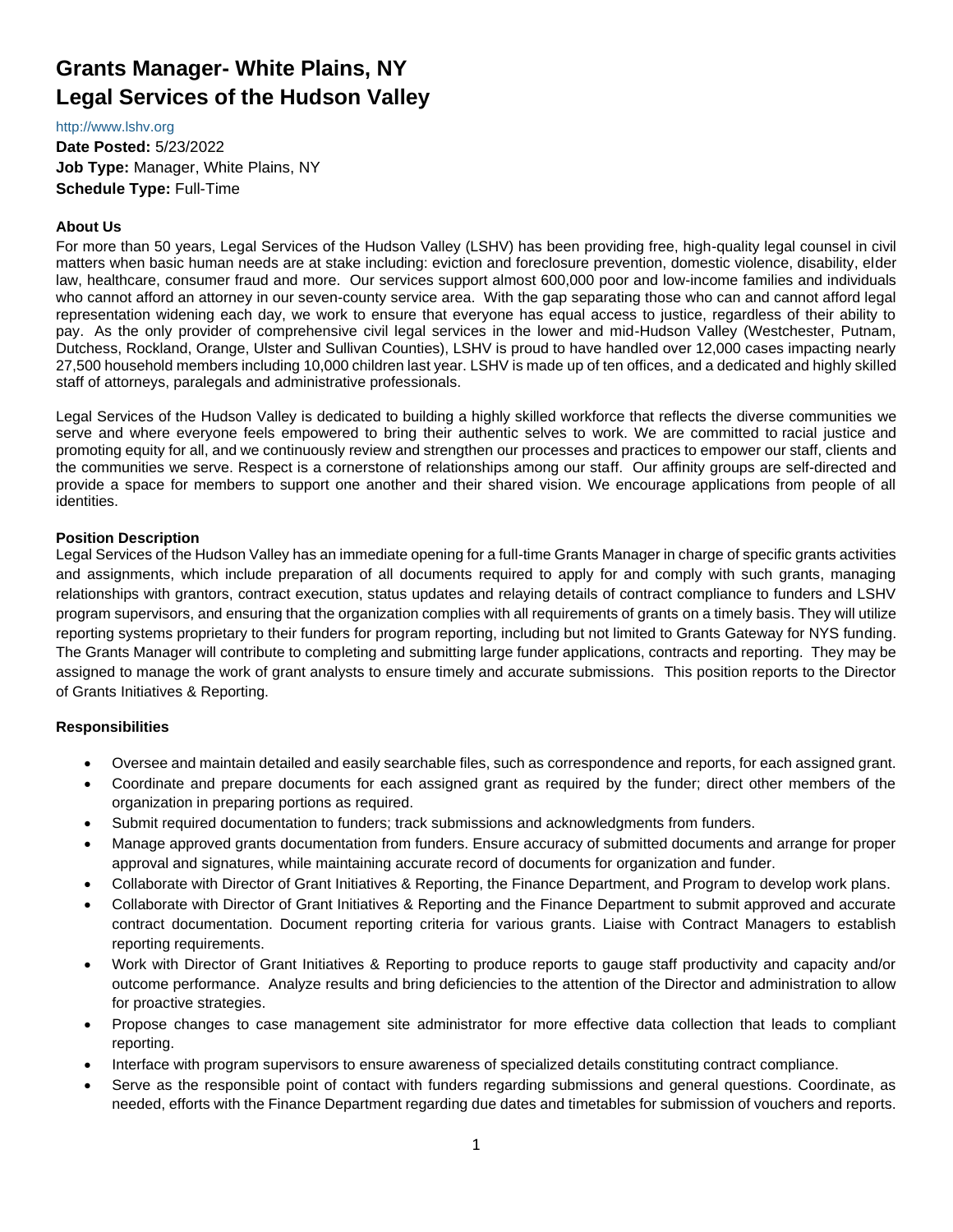# Grants Manager- White Plains, NY
# Legal Services of the Hudson Valley

http://www.lshv.org

**Date Posted:** 5/23/2022
**Job Type:** Manager, White Plains, NY
**Schedule Type:** Full-Time

### About Us

For more than 50 years, Legal Services of the Hudson Valley (LSHV) has been providing free, high-quality legal counsel in civil matters when basic human needs are at stake including: eviction and foreclosure prevention, domestic violence, disability, elder law, healthcare, consumer fraud and more. Our services support almost 600,000 poor and low-income families and individuals who cannot afford an attorney in our seven-county service area. With the gap separating those who can and cannot afford legal representation widening each day, we work to ensure that everyone has equal access to justice, regardless of their ability to pay. As the only provider of comprehensive civil legal services in the lower and mid-Hudson Valley (Westchester, Putnam, Dutchess, Rockland, Orange, Ulster and Sullivan Counties), LSHV is proud to have handled over 12,000 cases impacting nearly 27,500 household members including 10,000 children last year. LSHV is made up of ten offices, and a dedicated and highly skilled staff of attorneys, paralegals and administrative professionals.

Legal Services of the Hudson Valley is dedicated to building a highly skilled workforce that reflects the diverse communities we serve and where everyone feels empowered to bring their authentic selves to work. We are committed to racial justice and promoting equity for all, and we continuously review and strengthen our processes and practices to empower our staff, clients and the communities we serve. Respect is a cornerstone of relationships among our staff. Our affinity groups are self-directed and provide a space for members to support one another and their shared vision. We encourage applications from people of all identities.

### Position Description

Legal Services of the Hudson Valley has an immediate opening for a full-time Grants Manager in charge of specific grants activities and assignments, which include preparation of all documents required to apply for and comply with such grants, managing relationships with grantors, contract execution, status updates and relaying details of contract compliance to funders and LSHV program supervisors, and ensuring that the organization complies with all requirements of grants on a timely basis. They will utilize reporting systems proprietary to their funders for program reporting, including but not limited to Grants Gateway for NYS funding. The Grants Manager will contribute to completing and submitting large funder applications, contracts and reporting. They may be assigned to manage the work of grant analysts to ensure timely and accurate submissions. This position reports to the Director of Grants Initiatives & Reporting.

### Responsibilities

- Oversee and maintain detailed and easily searchable files, such as correspondence and reports, for each assigned grant.
- Coordinate and prepare documents for each assigned grant as required by the funder; direct other members of the organization in preparing portions as required.
- Submit required documentation to funders; track submissions and acknowledgments from funders.
- Manage approved grants documentation from funders. Ensure accuracy of submitted documents and arrange for proper approval and signatures, while maintaining accurate record of documents for organization and funder.
- Collaborate with Director of Grant Initiatives & Reporting, the Finance Department, and Program to develop work plans.
- Collaborate with Director of Grant Initiatives & Reporting and the Finance Department to submit approved and accurate contract documentation. Document reporting criteria for various grants. Liaise with Contract Managers to establish reporting requirements.
- Work with Director of Grant Initiatives & Reporting to produce reports to gauge staff productivity and capacity and/or outcome performance. Analyze results and bring deficiencies to the attention of the Director and administration to allow for proactive strategies.
- Propose changes to case management site administrator for more effective data collection that leads to compliant reporting.
- Interface with program supervisors to ensure awareness of specialized details constituting contract compliance.
- Serve as the responsible point of contact with funders regarding submissions and general questions. Coordinate, as needed, efforts with the Finance Department regarding due dates and timetables for submission of vouchers and reports.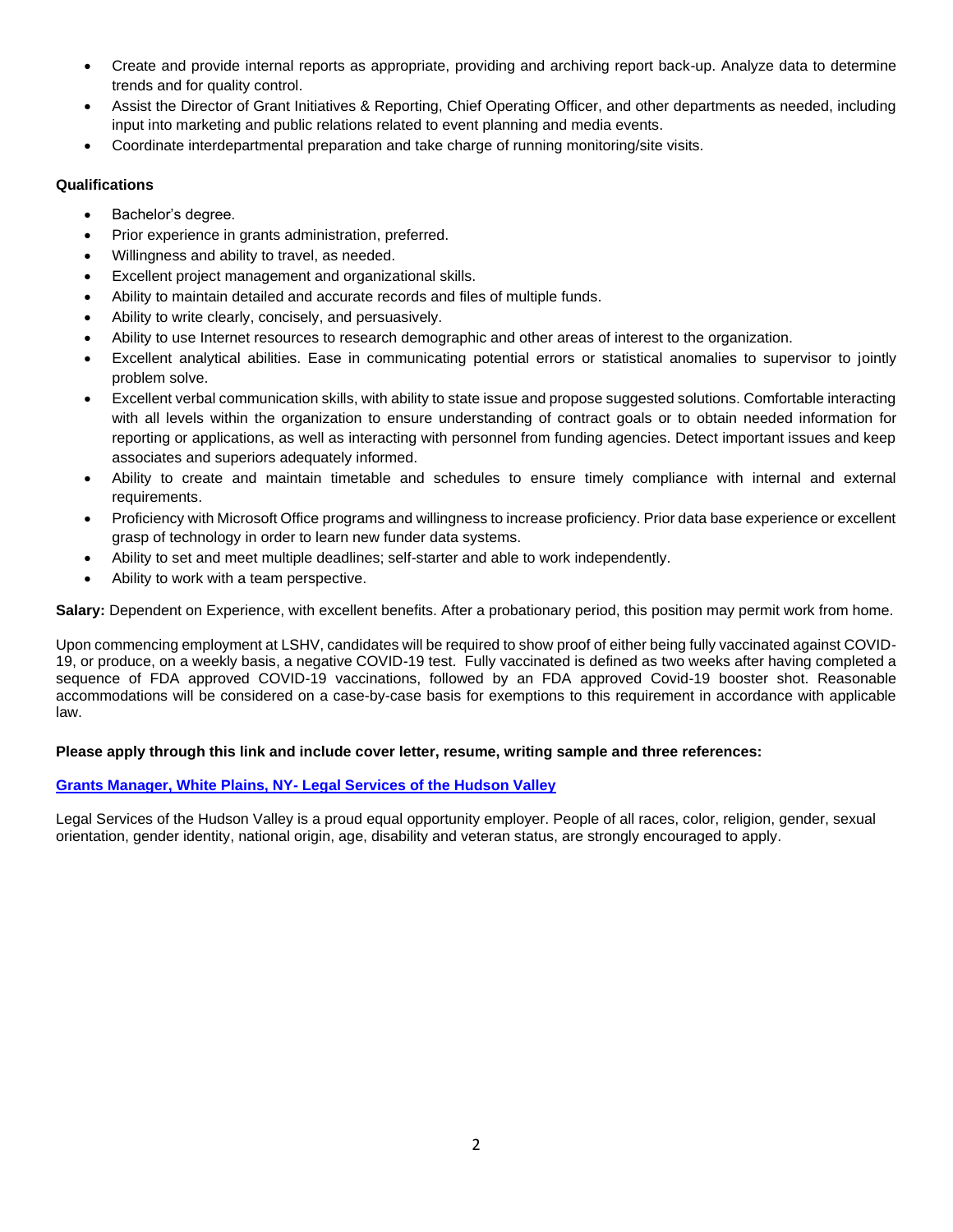- Create and provide internal reports as appropriate, providing and archiving report back-up. Analyze data to determine trends and for quality control.
- Assist the Director of Grant Initiatives & Reporting, Chief Operating Officer, and other departments as needed, including input into marketing and public relations related to event planning and media events.
- Coordinate interdepartmental preparation and take charge of running monitoring/site visits.

**Qualifications**

- Bachelor's degree.
- Prior experience in grants administration, preferred.
- Willingness and ability to travel, as needed.
- Excellent project management and organizational skills.
- Ability to maintain detailed and accurate records and files of multiple funds.
- Ability to write clearly, concisely, and persuasively.
- Ability to use Internet resources to research demographic and other areas of interest to the organization.
- Excellent analytical abilities. Ease in communicating potential errors or statistical anomalies to supervisor to jointly problem solve.
- Excellent verbal communication skills, with ability to state issue and propose suggested solutions. Comfortable interacting with all levels within the organization to ensure understanding of contract goals or to obtain needed information for reporting or applications, as well as interacting with personnel from funding agencies. Detect important issues and keep associates and superiors adequately informed.
- Ability to create and maintain timetable and schedules to ensure timely compliance with internal and external requirements.
- Proficiency with Microsoft Office programs and willingness to increase proficiency. Prior data base experience or excellent grasp of technology in order to learn new funder data systems.
- Ability to set and meet multiple deadlines; self-starter and able to work independently.
- Ability to work with a team perspective.

**Salary:** Dependent on Experience, with excellent benefits. After a probationary period, this position may permit work from home.

Upon commencing employment at LSHV, candidates will be required to show proof of either being fully vaccinated against COVID-19, or produce, on a weekly basis, a negative COVID-19 test. Fully vaccinated is defined as two weeks after having completed a sequence of FDA approved COVID-19 vaccinations, followed by an FDA approved Covid-19 booster shot. Reasonable accommodations will be considered on a case-by-case basis for exemptions to this requirement in accordance with applicable law.

**Please apply through this link and include cover letter, resume, writing sample and three references:**

**Grants Manager, White Plains, NY- Legal Services of the Hudson Valley**

Legal Services of the Hudson Valley is a proud equal opportunity employer. People of all races, color, religion, gender, sexual orientation, gender identity, national origin, age, disability and veteran status, are strongly encouraged to apply.